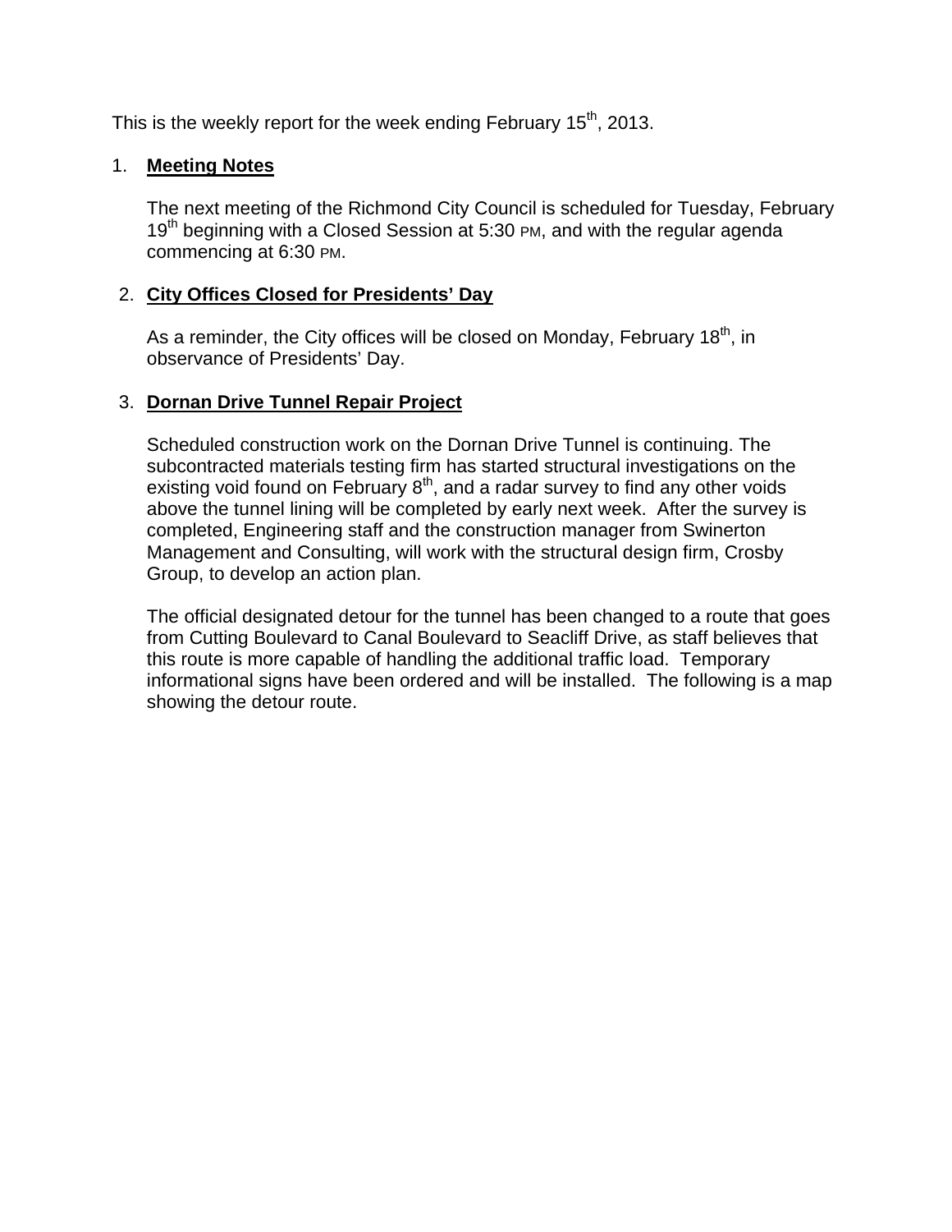This is the weekly report for the week ending February 15th, 2013.

1. **Meeting Notes**

   The next meeting of the Richmond City Council is scheduled for Tuesday, February 19th beginning with a Closed Session at 5:30 PM, and with the regular agenda commencing at 6:30 PM.

2. **City Offices Closed for Presidents' Day**

   As a reminder, the City offices will be closed on Monday, February 18th, in observance of Presidents' Day.

3. **Dornan Drive Tunnel Repair Project**

   Scheduled construction work on the Dornan Drive Tunnel is continuing. The subcontracted materials testing firm has started structural investigations on the existing void found on February 8th, and a radar survey to find any other voids above the tunnel lining will be completed by early next week. After the survey is completed, Engineering staff and the construction manager from Swinerton Management and Consulting, will work with the structural design firm, Crosby Group, to develop an action plan.

   The official designated detour for the tunnel has been changed to a route that goes from Cutting Boulevard to Canal Boulevard to Seacliff Drive, as staff believes that this route is more capable of handling the additional traffic load. Temporary informational signs have been ordered and will be installed. The following is a map showing the detour route.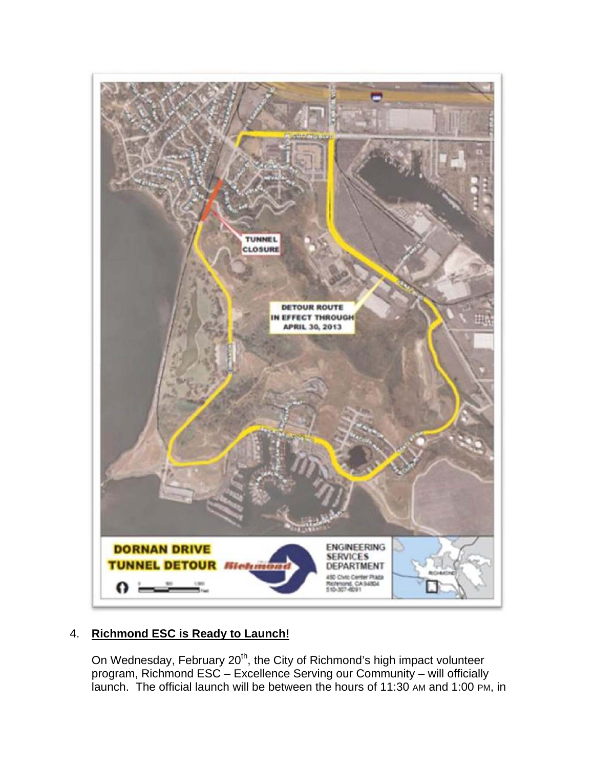4. **Richmond ESC is Ready to Launch!**

On Wednesday, February 20th, the City of Richmond's high impact volunteer program, Richmond ESC – Excellence Serving our Community – will officially launch. The official launch will be between the hours of 11:30 AM and 1:00 PM, in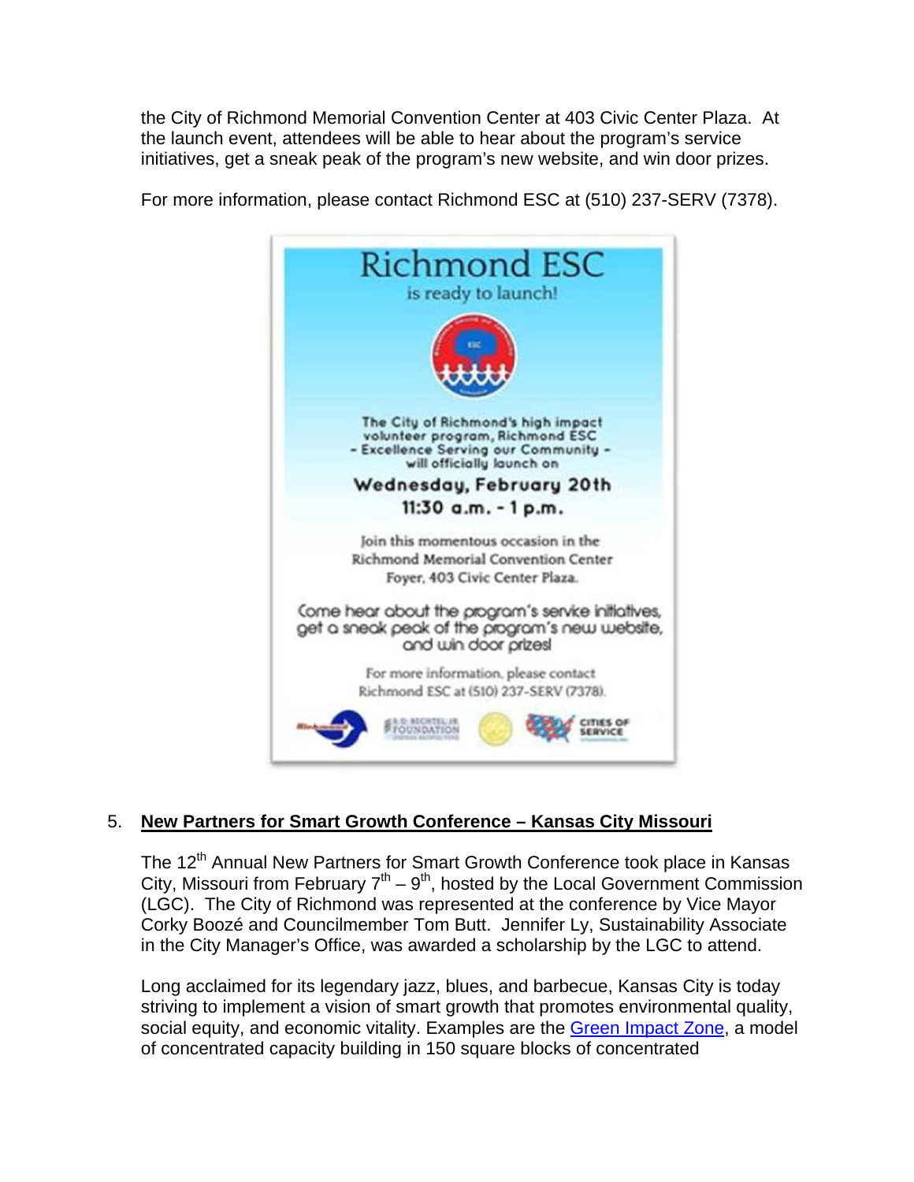the City of Richmond Memorial Convention Center at 403 Civic Center Plaza. At the launch event, attendees will be able to hear about the program's service initiatives, get a sneak peak of the program's new website, and win door prizes.

For more information, please contact Richmond ESC at (510) 237-SERV (7378).

**Richmond ESC**

is ready to launch!

The City of Richmond's high impact volunteer program, Richmond ESC - Excellence Serving our Community - will officially launch on

**Wednesday, February 20th**

**11:30 a.m. - 1 p.m.**

Join this momentous occasion in the Richmond Memorial Convention Center Foyer, 403 Civic Center Plaza.

Come hear about the program's service initiatives, get a sneak peak of the program's new website, and win door prizes!

For more information, please contact Richmond ESC at (510) 237-SERV (7378).

5. **New Partners for Smart Growth Conference – Kansas City Missouri**

The 12th Annual New Partners for Smart Growth Conference took place in Kansas City, Missouri from February 7th – 9th, hosted by the Local Government Commission (LGC). The City of Richmond was represented at the conference by Vice Mayor Corky Boozé and Councilmember Tom Butt. Jennifer Ly, Sustainability Associate in the City Manager's Office, was awarded a scholarship by the LGC to attend.

Long acclaimed for its legendary jazz, blues, and barbecue, Kansas City is today striving to implement a vision of smart growth that promotes environmental quality, social equity, and economic vitality. Examples are the Green Impact Zone, a model of concentrated capacity building in 150 square blocks of concentrated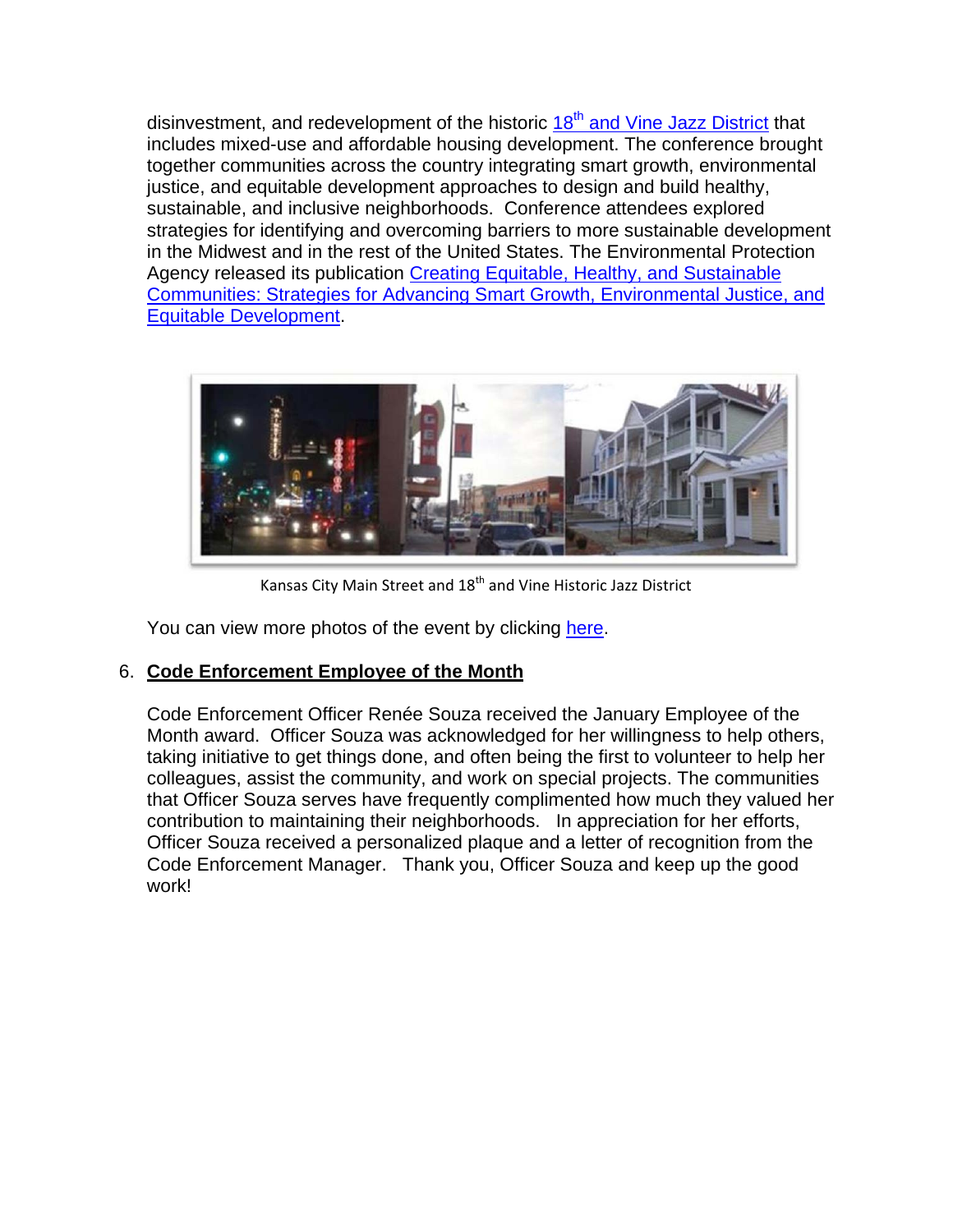disinvestment, and redevelopment of the historic 18th and Vine Jazz District that includes mixed-use and affordable housing development. The conference brought together communities across the country integrating smart growth, environmental justice, and equitable development approaches to design and build healthy, sustainable, and inclusive neighborhoods. Conference attendees explored strategies for identifying and overcoming barriers to more sustainable development in the Midwest and in the rest of the United States. The Environmental Protection Agency released its publication Creating Equitable, Healthy, and Sustainable Communities: Strategies for Advancing Smart Growth, Environmental Justice, and Equitable Development.

Kansas City Main Street and 18th and Vine Historic Jazz District

You can view more photos of the event by clicking here.

6. **Code Enforcement Employee of the Month**

   Code Enforcement Officer Renée Souza received the January Employee of the Month award. Officer Souza was acknowledged for her willingness to help others, taking initiative to get things done, and often being the first to volunteer to help her colleagues, assist the community, and work on special projects. The communities that Officer Souza serves have frequently complimented how much they valued her contribution to maintaining their neighborhoods. In appreciation for her efforts, Officer Souza received a personalized plaque and a letter of recognition from the Code Enforcement Manager. Thank you, Officer Souza and keep up the good work!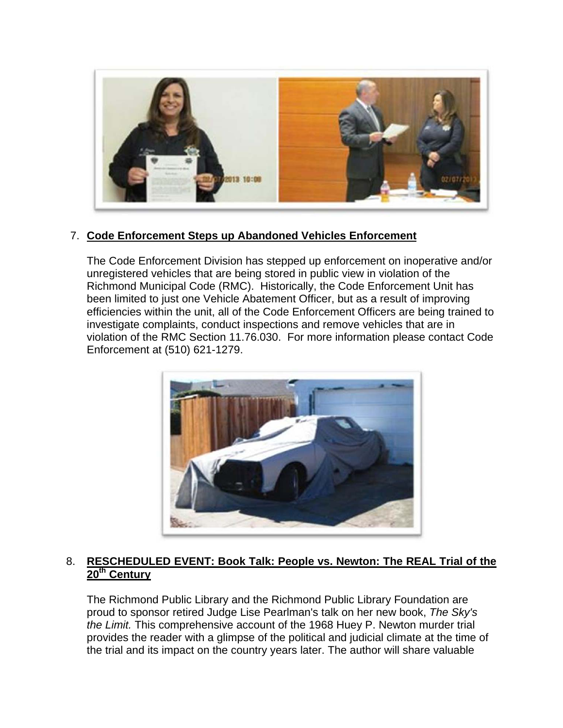7. **Code Enforcement Steps up Abandoned Vehicles Enforcement**

   The Code Enforcement Division has stepped up enforcement on inoperative and/or unregistered vehicles that are being stored in public view in violation of the Richmond Municipal Code (RMC). Historically, the Code Enforcement Unit has been limited to just one Vehicle Abatement Officer, but as a result of improving efficiencies within the unit, all of the Code Enforcement Officers are being trained to investigate complaints, conduct inspections and remove vehicles that are in violation of the RMC Section 11.76.030. For more information please contact Code Enforcement at (510) 621-1279.

8. **RESCHEDULED EVENT: Book Talk: People vs. Newton: The REAL Trial of the 20th Century**

   The Richmond Public Library and the Richmond Public Library Foundation are proud to sponsor retired Judge Lise Pearlman's talk on her new book, *The Sky's the Limit.* This comprehensive account of the 1968 Huey P. Newton murder trial provides the reader with a glimpse of the political and judicial climate at the time of the trial and its impact on the country years later. The author will share valuable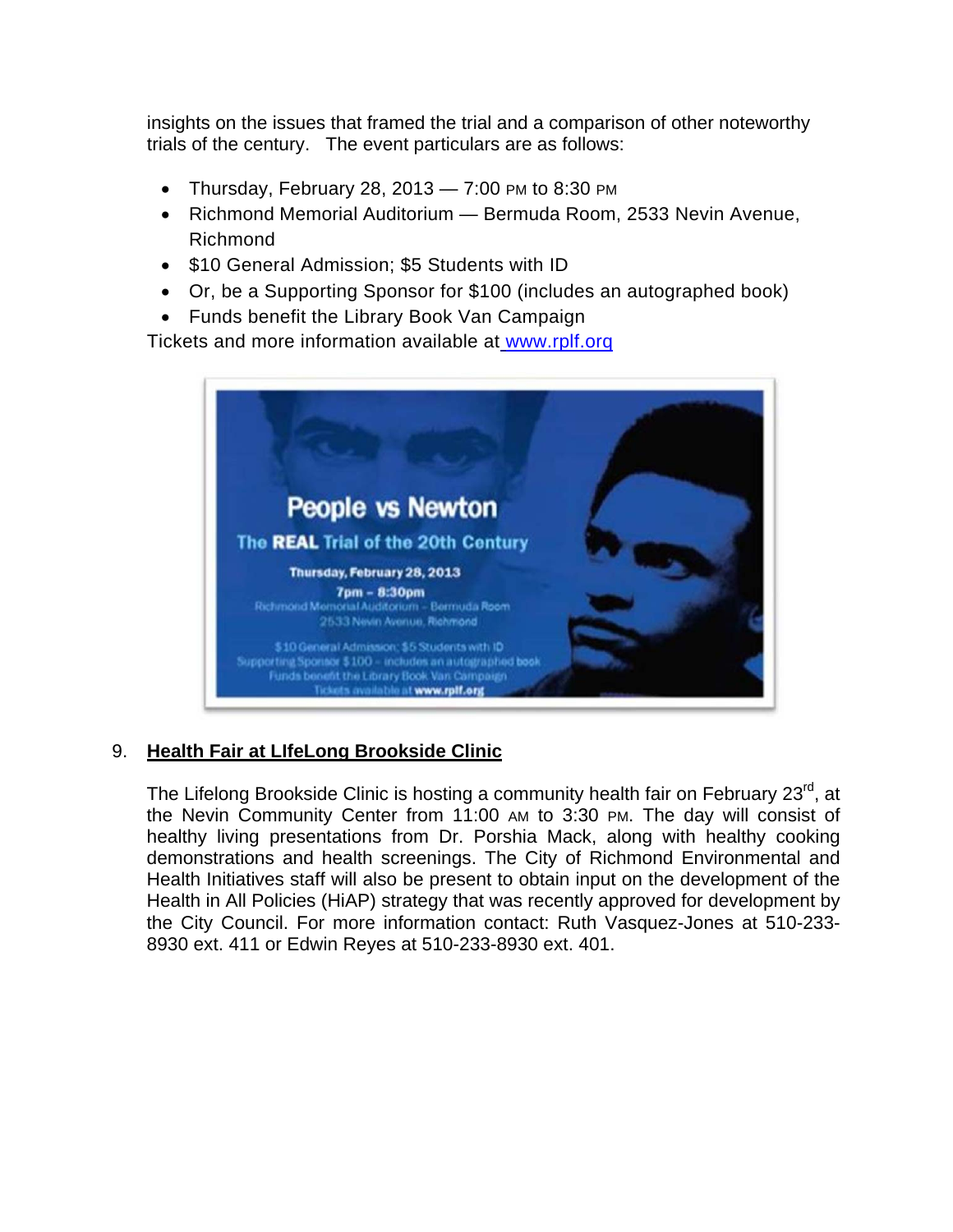insights on the issues that framed the trial and a comparison of other noteworthy trials of the century. The event particulars are as follows:

- Thursday, February 28, 2013 — 7:00 PM to 8:30 PM
- Richmond Memorial Auditorium — Bermuda Room, 2533 Nevin Avenue, Richmond
- $10 General Admission; $5 Students with ID
- Or, be a Supporting Sponsor for $100 (includes an autographed book)
- Funds benefit the Library Book Van Campaign

Tickets and more information available at [www.rplf.org](www.rplf.org)

People vs Newton

The REAL Trial of the 20th Century

Thursday, February 28, 2013

7pm – 8:30pm

Richmond Memorial Auditorium – Bermuda Room

2533 Nevin Avenue, Richmond

$10 General Admission; $5 Students with ID

Supporting Sponsor $100 – includes an autographed book

Funds benefit the Library Book Van Campaign

Tickets available at www.rplf.org

## 9. Health Fair at LIfeLong Brookside Clinic

The Lifelong Brookside Clinic is hosting a community health fair on February 23rd, at the Nevin Community Center from 11:00 AM to 3:30 PM. The day will consist of healthy living presentations from Dr. Porshia Mack, along with healthy cooking demonstrations and health screenings. The City of Richmond Environmental and Health Initiatives staff will also be present to obtain input on the development of the Health in All Policies (HiAP) strategy that was recently approved for development by the City Council. For more information contact: Ruth Vasquez-Jones at 510-233-8930 ext. 411 or Edwin Reyes at 510-233-8930 ext. 401.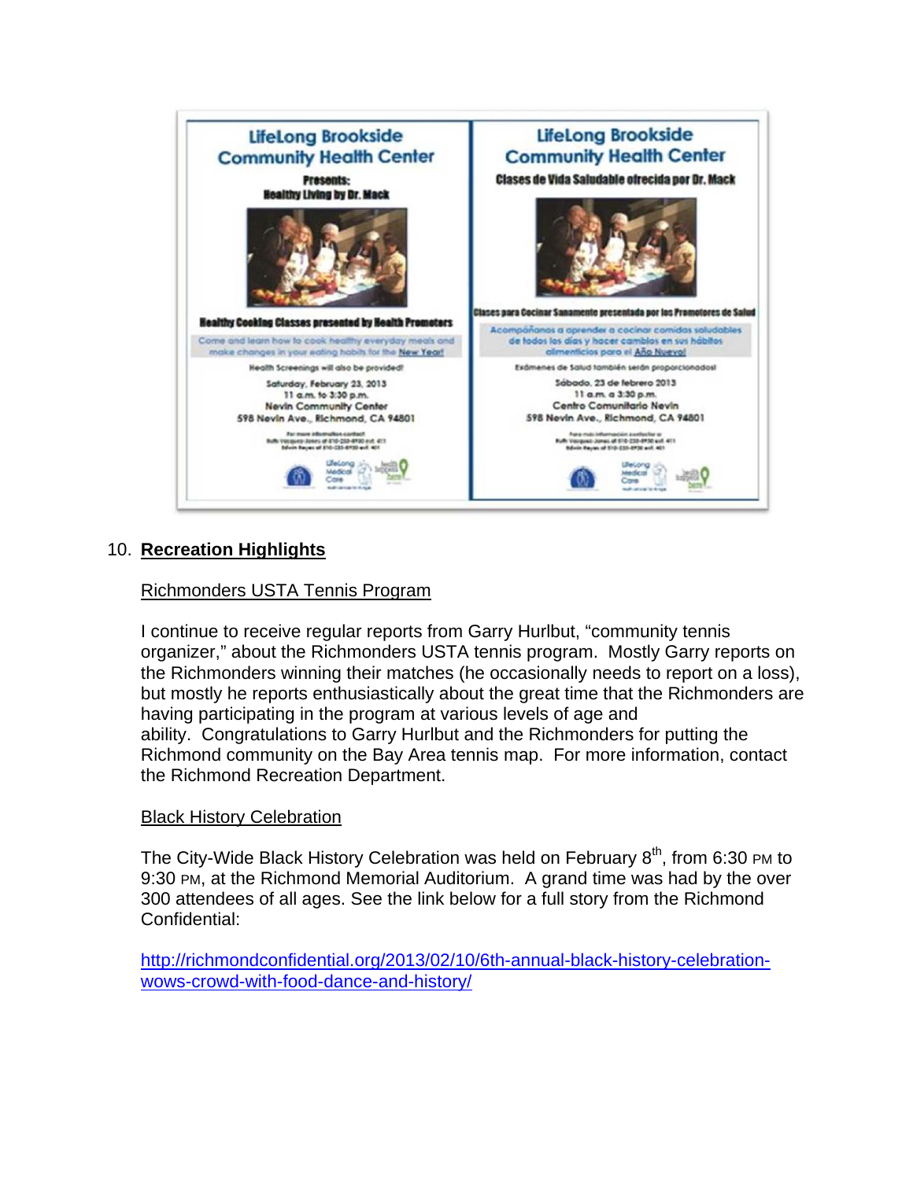LifeLong Brookside Community Health Center

Presents:
Healthy Living by Dr. Mack

Healthy Cooking Classes presented by Health Promoters

Come and learn how to cook healthy everyday meals and make changes in your eating habits for the New Year!

Health Screenings will also be provided!

Saturday, February 23, 2013
11 a.m. to 3:30 p.m.
Nevin Community Center
598 Nevin Ave., Richmond, CA 94801

LifeLong Brookside Community Health Center

Clases de Vida Saludable ofrecida por Dr. Mack

Clases para Cocinar Sanamente presentada por los Promotores de Salud

Acompáñanos a aprender a cocinar comidas saludables de todos los días y hacer cambios en sus hábitos alimenticios para el Año Nuevo!

Exámenes de Salud también serán proporcionados!

Sábado, 23 de febrero 2013
11 a.m. a 3:30 p.m.
Centro Comunitario Nevin
598 Nevin Ave., Richmond, CA 94801

10. **Recreation Highlights**

Richmonders USTA Tennis Program

I continue to receive regular reports from Garry Hurlbut, "community tennis organizer," about the Richmonders USTA tennis program. Mostly Garry reports on the Richmonders winning their matches (he occasionally needs to report on a loss), but mostly he reports enthusiastically about the great time that the Richmonders are having participating in the program at various levels of age and ability. Congratulations to Garry Hurlbut and the Richmonders for putting the Richmond community on the Bay Area tennis map. For more information, contact the Richmond Recreation Department.

Black History Celebration

The City-Wide Black History Celebration was held on February 8th, from 6:30 PM to 9:30 PM, at the Richmond Memorial Auditorium. A grand time was had by the over 300 attendees of all ages. See the link below for a full story from the Richmond Confidential:

http://richmondconfidential.org/2013/02/10/6th-annual-black-history-celebration-wows-crowd-with-food-dance-and-history/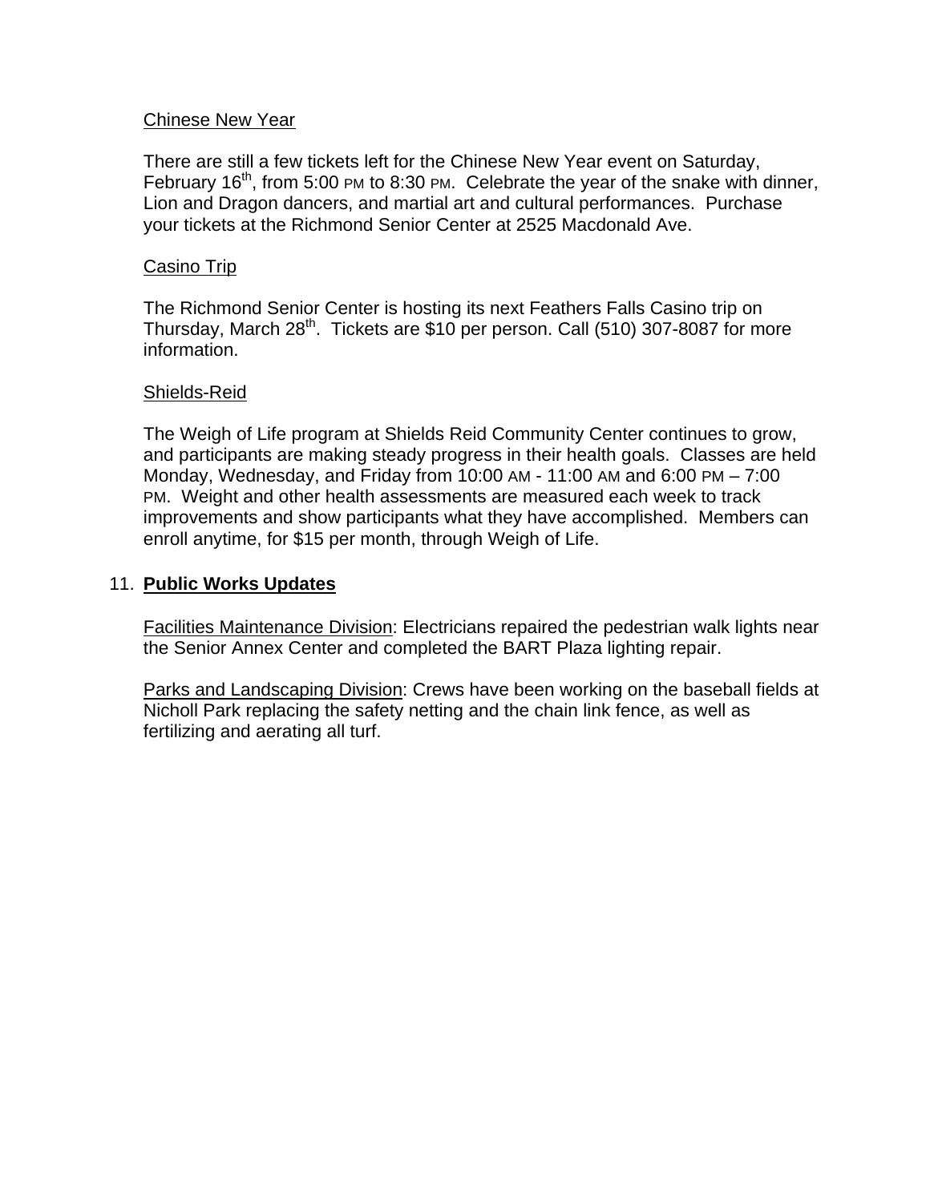Chinese New Year

There are still a few tickets left for the Chinese New Year event on Saturday, February 16th, from 5:00 PM to 8:30 PM. Celebrate the year of the snake with dinner, Lion and Dragon dancers, and martial art and cultural performances. Purchase your tickets at the Richmond Senior Center at 2525 Macdonald Ave.

Casino Trip

The Richmond Senior Center is hosting its next Feathers Falls Casino trip on Thursday, March 28th. Tickets are $10 per person. Call (510) 307-8087 for more information.

Shields-Reid

The Weigh of Life program at Shields Reid Community Center continues to grow, and participants are making steady progress in their health goals. Classes are held Monday, Wednesday, and Friday from 10:00 AM - 11:00 AM and 6:00 PM – 7:00 PM. Weight and other health assessments are measured each week to track improvements and show participants what they have accomplished. Members can enroll anytime, for $15 per month, through Weigh of Life.

11. **Public Works Updates**

Facilities Maintenance Division: Electricians repaired the pedestrian walk lights near the Senior Annex Center and completed the BART Plaza lighting repair.

Parks and Landscaping Division: Crews have been working on the baseball fields at Nicholl Park replacing the safety netting and the chain link fence, as well as fertilizing and aerating all turf.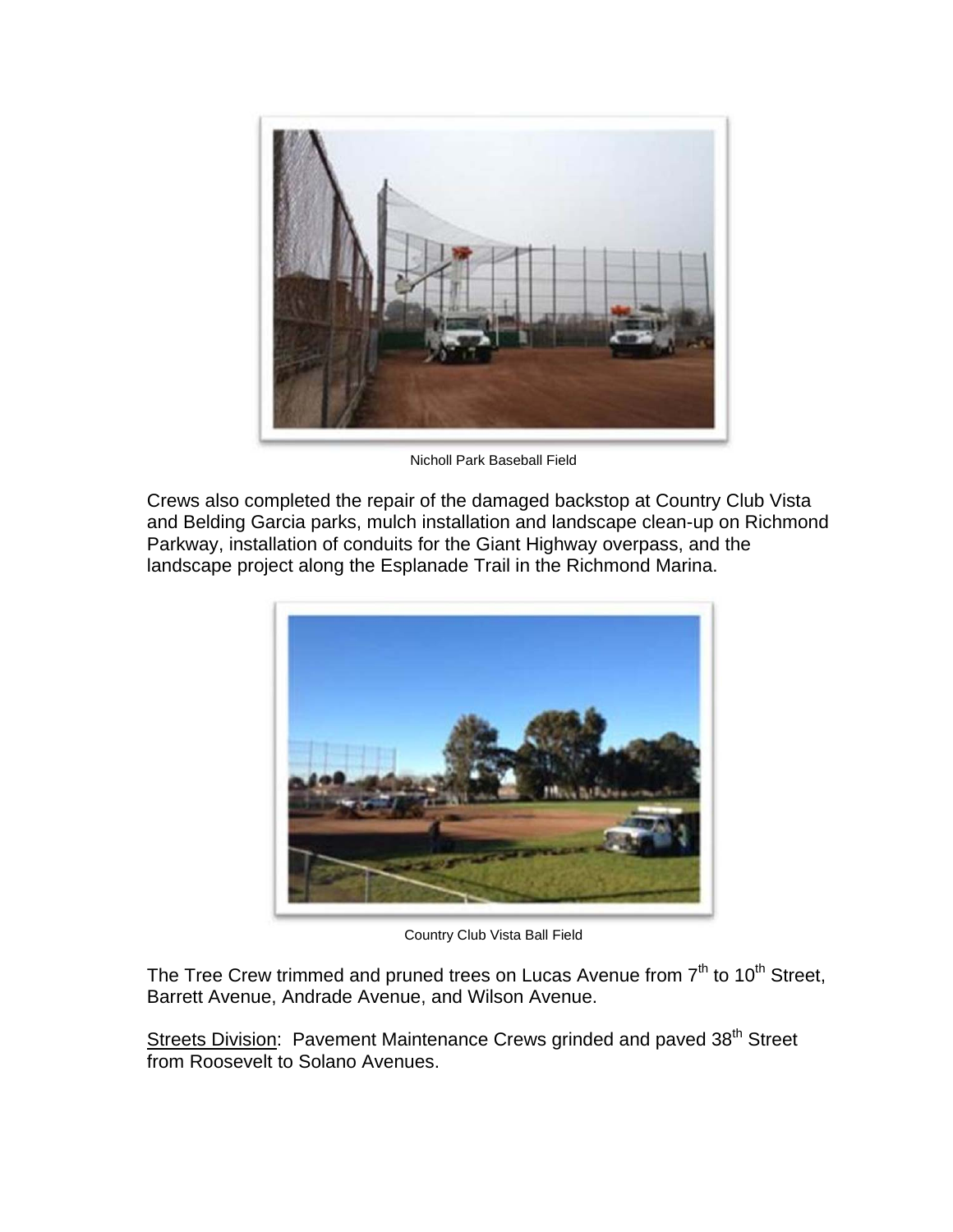Nicholl Park Baseball Field

Crews also completed the repair of the damaged backstop at Country Club Vista and Belding Garcia parks, mulch installation and landscape clean-up on Richmond Parkway, installation of conduits for the Giant Highway overpass, and the landscape project along the Esplanade Trail in the Richmond Marina.

Country Club Vista Ball Field

The Tree Crew trimmed and pruned trees on Lucas Avenue from 7th to 10th Street, Barrett Avenue, Andrade Avenue, and Wilson Avenue.

Streets Division: Pavement Maintenance Crews grinded and paved 38th Street from Roosevelt to Solano Avenues.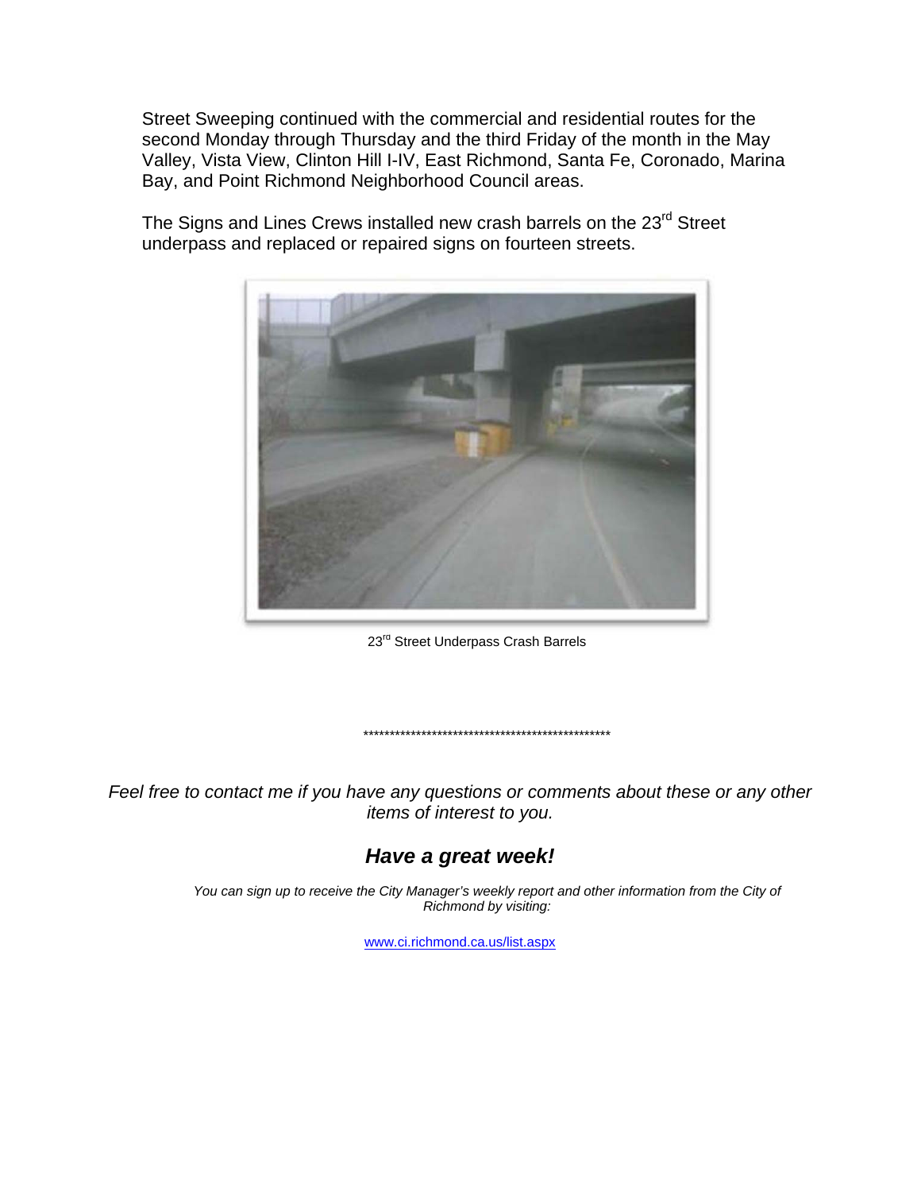Street Sweeping continued with the commercial and residential routes for the second Monday through Thursday and the third Friday of the month in the May Valley, Vista View, Clinton Hill I-IV, East Richmond, Santa Fe, Coronado, Marina Bay, and Point Richmond Neighborhood Council areas.

The Signs and Lines Crews installed new crash barrels on the 23rd Street underpass and replaced or repaired signs on fourteen streets.

23rd Street Underpass Crash Barrels

\*\*\*\*\*\*\*\*\*\*\*\*\*\*\*\*\*\*\*\*\*\*\*\*\*\*\*\*\*\*\*\*\*\*\*\*\*\*\*\*\*\*\*\*\*\*\*\*\*\*\*\*

*Feel free to contact me if you have any questions or comments about these or any other items of interest to you.*

***Have a great week!***

*You can sign up to receive the City Manager's weekly report and other information from the City of Richmond by visiting:*

www.ci.richmond.ca.us/list.aspx